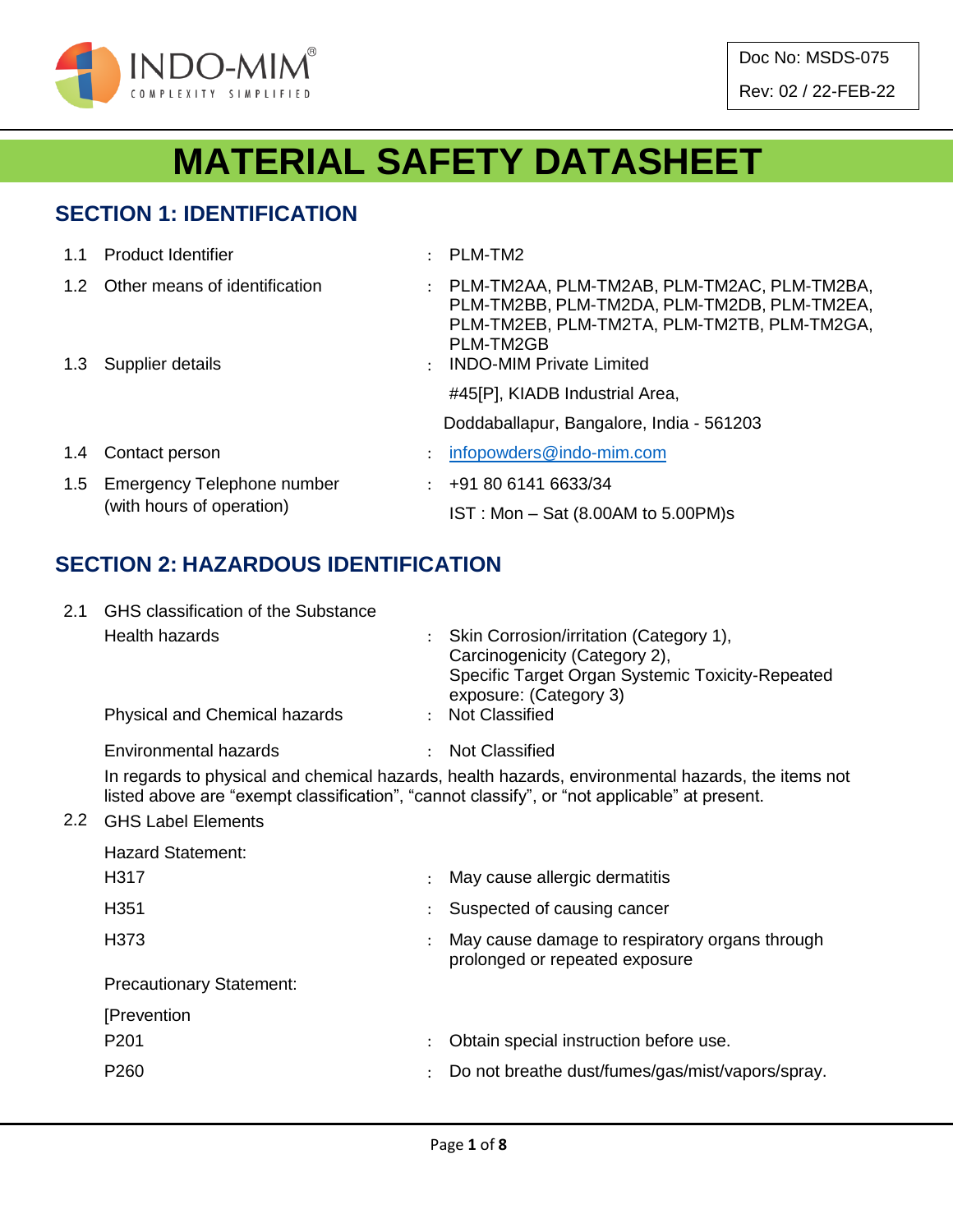INDO-MIM®
COMPLEXITY SIMPLIFIED

| Doc No: MSDS-075 |
|---|
| Rev: 02 / 22-FEB-22 |

# MATERIAL SAFETY DATASHEET

## SECTION 1: IDENTIFICATION

| | | | |
|---|---|---|---|
| 1.1 | Product Identifier | : | PLM-TM2 |
| 1.2 | Other means of identification | : | PLM-TM2AA, PLM-TM2AB, PLM-TM2AC, PLM-TM2BA, PLM-TM2BB, PLM-TM2DA, PLM-TM2DB, PLM-TM2EA, PLM-TM2EB, PLM-TM2TA, PLM-TM2TB, PLM-TM2GA, PLM-TM2GB |
| 1.3 | Supplier details | : | INDO-MIM Private Limited<br>#45[P], KIADB Industrial Area,<br>Doddaballapur, Bangalore, India - 561203 |
| 1.4 | Contact person | : | infopowders@indo-mim.com |
| 1.5 | Emergency Telephone number (with hours of operation) | : | +91 80 6141 6633/34<br>IST : Mon – Sat (8.00AM to 5.00PM)s |

## SECTION 2: HAZARDOUS IDENTIFICATION

2.1 GHS classification of the Substance

| | | |
|---|---|---|
| Health hazards | : | Skin Corrosion/irritation (Category 1),<br>Carcinogenicity (Category 2),<br>Specific Target Organ Systemic Toxicity-Repeated exposure: (Category 3) |
| Physical and Chemical hazards | : | Not Classified |
| Environmental hazards | : | Not Classified |

In regards to physical and chemical hazards, health hazards, environmental hazards, the items not listed above are "exempt classification", "cannot classify", or "not applicable" at present.

2.2 GHS Label Elements

Hazard Statement:

| | | |
|---|---|---|
| H317 | : | May cause allergic dermatitis |
| H351 | : | Suspected of causing cancer |
| H373 | : | May cause damage to respiratory organs through prolonged or repeated exposure |

Precautionary Statement:

[Prevention

| | | |
|---|---|---|
| P201 | : | Obtain special instruction before use. |
| P260 | : | Do not breathe dust/fumes/gas/mist/vapors/spray. |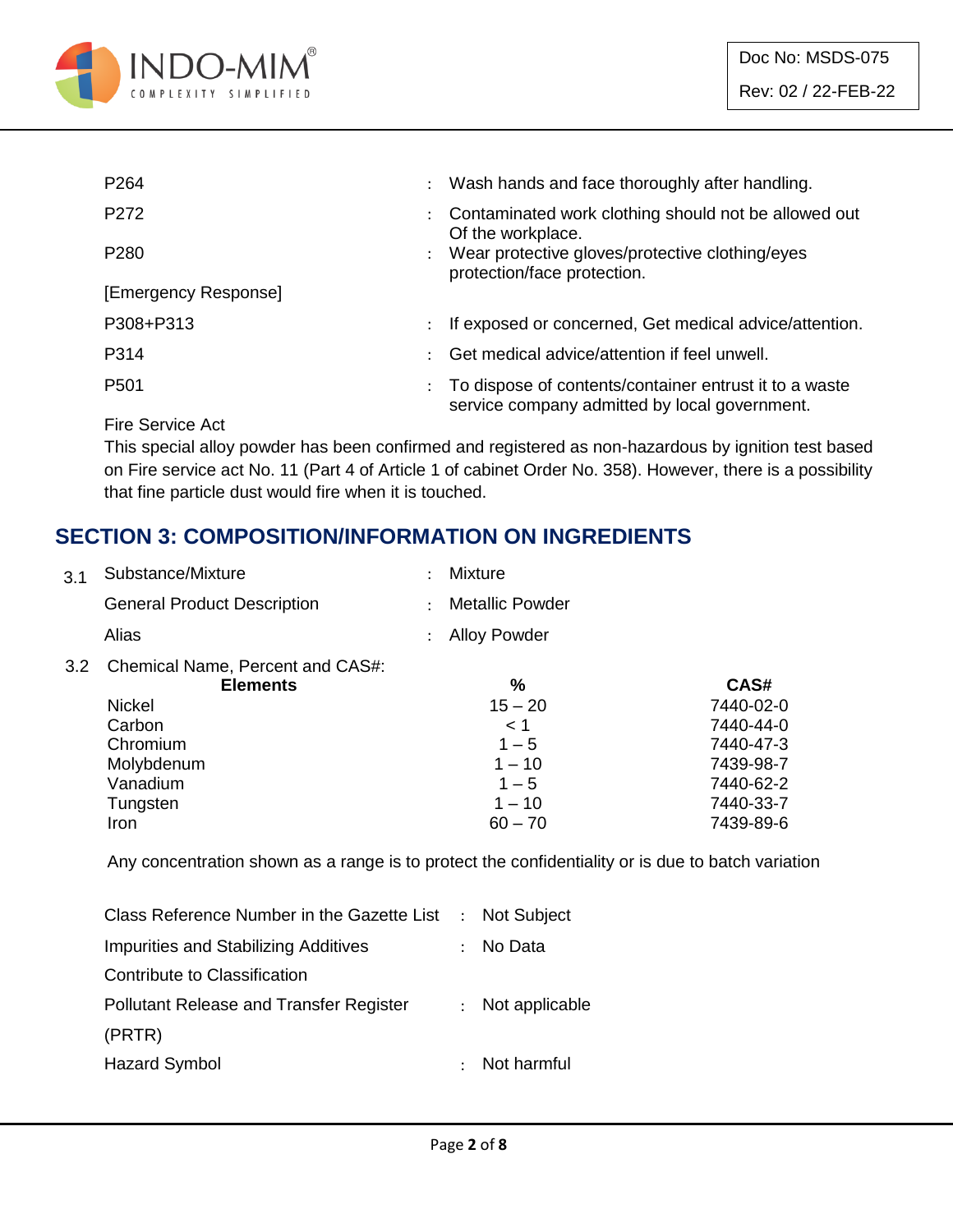| | | |
|---|---|---|
| P264 | : | Wash hands and face thoroughly after handling. |
| P272 | : | Contaminated work clothing should not be allowed out Of the workplace. |
| P280 | : | Wear protective gloves/protective clothing/eyes protection/face protection. |
| [Emergency Response] | | |
| P308+P313 | : | If exposed or concerned, Get medical advice/attention. |
| P314 | : | Get medical advice/attention if feel unwell. |
| P501 | : | To dispose of contents/container entrust it to a waste service company admitted by local government. |

Fire Service Act

This special alloy powder has been confirmed and registered as non-hazardous by ignition test based on Fire service act No. 11 (Part 4 of Article 1 of cabinet Order No. 358). However, there is a possibility that fine particle dust would fire when it is touched.

## SECTION 3: COMPOSITION/INFORMATION ON INGREDIENTS

3.1 Substance/Mixture : Mixture

General Product Description : Metallic Powder

Alias : Alloy Powder

3.2 Chemical Name, Percent and CAS#:

| Elements | % | CAS# |
|---|---|---|
| Nickel | 15 – 20 | 7440-02-0 |
| Carbon | < 1 | 7440-44-0 |
| Chromium | 1 – 5 | 7440-47-3 |
| Molybdenum | 1 – 10 | 7439-98-7 |
| Vanadium | 1 – 5 | 7440-62-2 |
| Tungsten | 1 – 10 | 7440-33-7 |
| Iron | 60 – 70 | 7439-89-6 |

Any concentration shown as a range is to protect the confidentiality or is due to batch variation

| | | |
|---|---|---|
| Class Reference Number in the Gazette List | : | Not Subject |
| Impurities and Stabilizing Additives Contribute to Classification | : | No Data |
| Pollutant Release and Transfer Register (PRTR) | : | Not applicable |
| Hazard Symbol | : | Not harmful |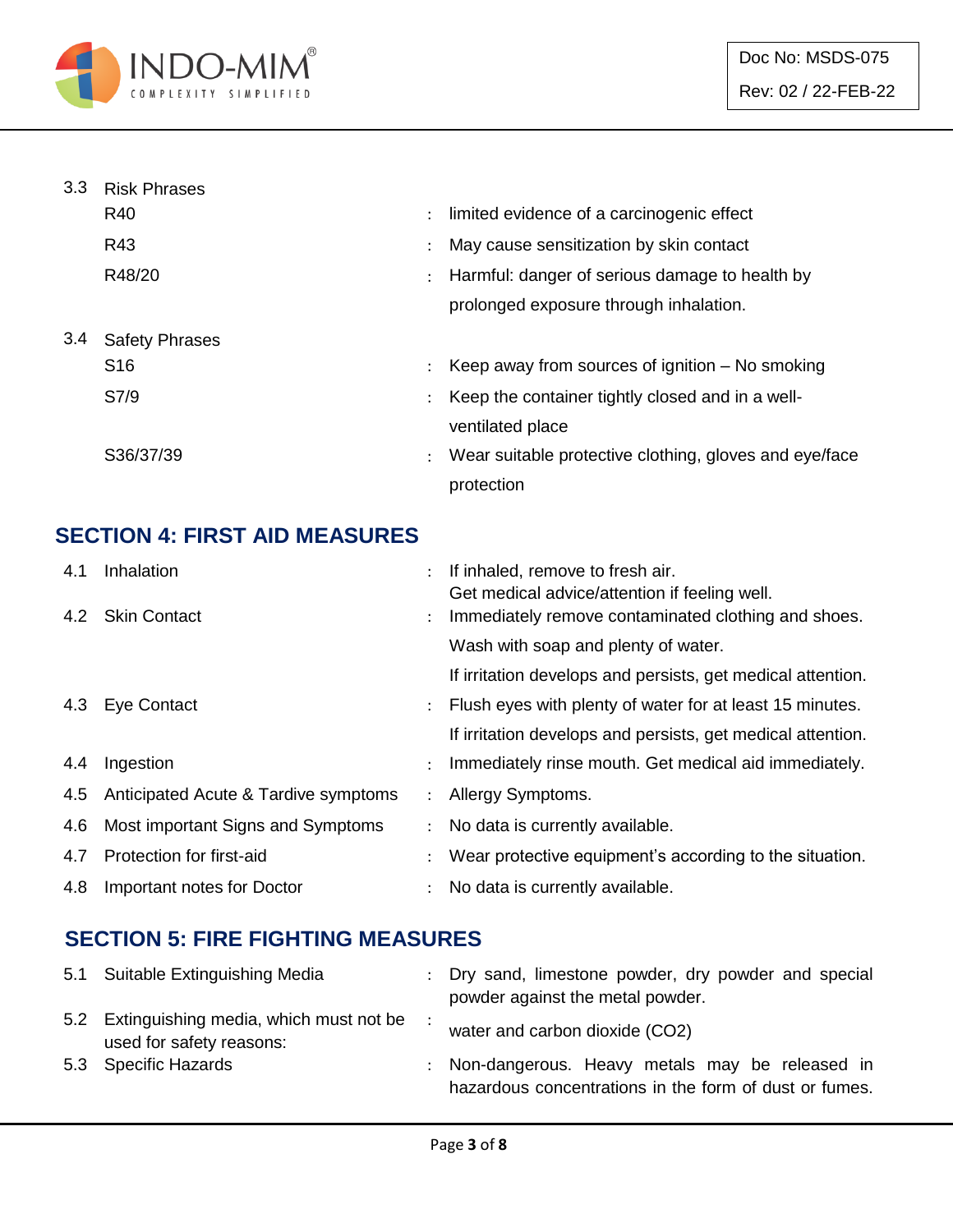| | | | |
|---|---|---|---|
| 3.3 | Risk Phrases | | |
| | R40 | : | limited evidence of a carcinogenic effect |
| | R43 | : | May cause sensitization by skin contact |
| | R48/20 | : | Harmful: danger of serious damage to health by prolonged exposure through inhalation. |
| 3.4 | Safety Phrases | | |
| | S16 | : | Keep away from sources of ignition – No smoking |
| | S7/9 | : | Keep the container tightly closed and in a well-ventilated place |
| | S36/37/39 | : | Wear suitable protective clothing, gloves and eye/face protection |

## SECTION 4: FIRST AID MEASURES

| | | | |
|---|---|---|---|
| 4.1 | Inhalation | : | If inhaled, remove to fresh air. Get medical advice/attention if feeling well. |
| 4.2 | Skin Contact | : | Immediately remove contaminated clothing and shoes. Wash with soap and plenty of water. If irritation develops and persists, get medical attention. |
| 4.3 | Eye Contact | : | Flush eyes with plenty of water for at least 15 minutes. If irritation develops and persists, get medical attention. |
| 4.4 | Ingestion | : | Immediately rinse mouth. Get medical aid immediately. |
| 4.5 | Anticipated Acute & Tardive symptoms | : | Allergy Symptoms. |
| 4.6 | Most important Signs and Symptoms | : | No data is currently available. |
| 4.7 | Protection for first-aid | : | Wear protective equipment's according to the situation. |
| 4.8 | Important notes for Doctor | : | No data is currently available. |

## SECTION 5: FIRE FIGHTING MEASURES

| | | | |
|---|---|---|---|
| 5.1 | Suitable Extinguishing Media | : | Dry sand, limestone powder, dry powder and special powder against the metal powder. |
| 5.2 | Extinguishing media, which must not be used for safety reasons: | : | water and carbon dioxide ($CO_2$) |
| 5.3 | Specific Hazards | : | Non-dangerous. Heavy metals may be released in hazardous concentrations in the form of dust or fumes. |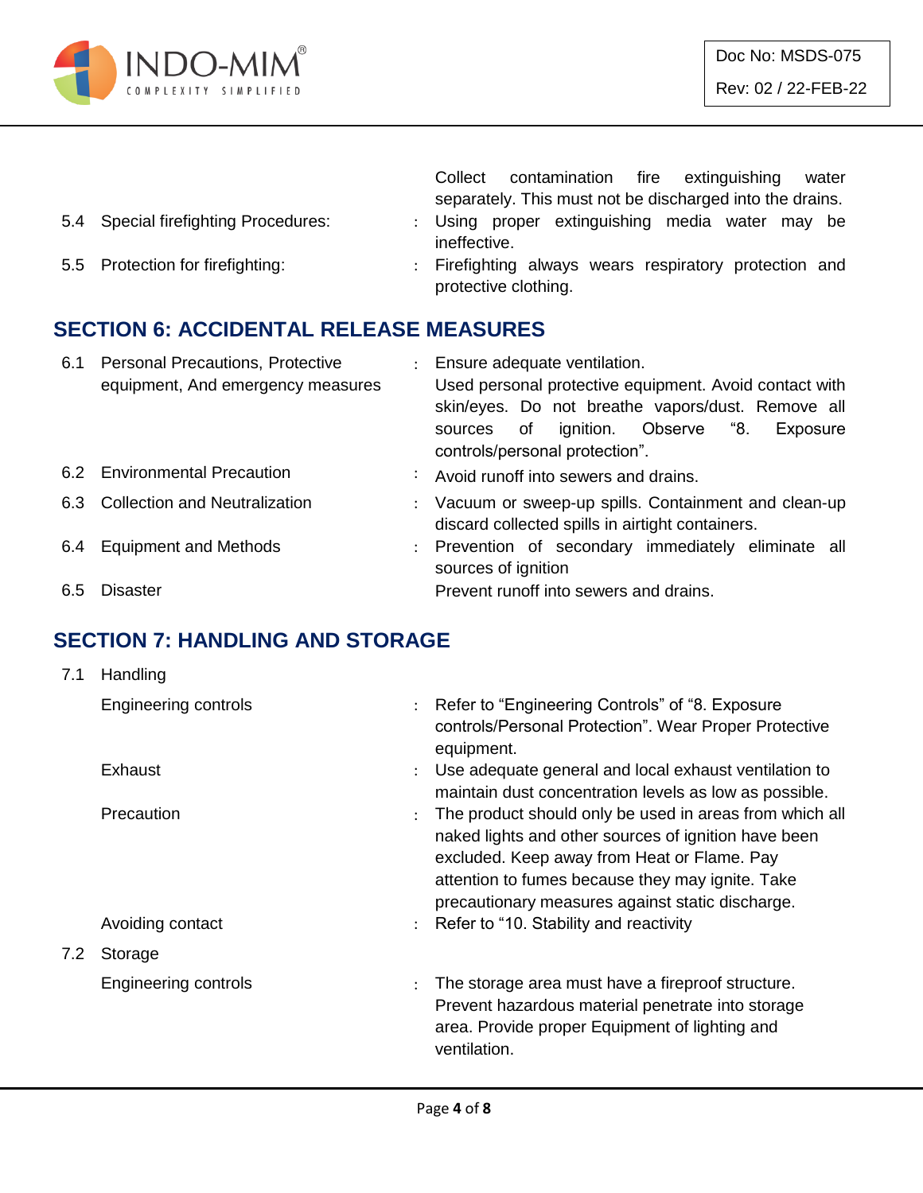| | | | |
|---|---|---|---|
| | | | Collect contamination fire extinguishing water separately. This must not be discharged into the drains. |
| 5.4 | Special firefighting Procedures: | : | Using proper extinguishing media water may be ineffective. |
| 5.5 | Protection for firefighting: | : | Firefighting always wears respiratory protection and protective clothing. |

## SECTION 6: ACCIDENTAL RELEASE MEASURES

| | | | |
|---|---|---|---|
| 6.1 | Personal Precautions, Protective equipment, And emergency measures | : | Ensure adequate ventilation. Used personal protective equipment. Avoid contact with skin/eyes. Do not breathe vapors/dust. Remove all sources of ignition. Observe "8. Exposure controls/personal protection". |
| 6.2 | Environmental Precaution | : | Avoid runoff into sewers and drains. |
| 6.3 | Collection and Neutralization | : | Vacuum or sweep-up spills. Containment and clean-up discard collected spills in airtight containers. |
| 6.4 | Equipment and Methods | : | Prevention of secondary immediately eliminate all sources of ignition |
| 6.5 | Disaster | | Prevent runoff into sewers and drains. |

## SECTION 7: HANDLING AND STORAGE

| | | | |
|---|---|---|---|
| 7.1 | Handling | | |
| | Engineering controls | : | Refer to "Engineering Controls" of "8. Exposure controls/Personal Protection". Wear Proper Protective equipment. |
| | Exhaust | : | Use adequate general and local exhaust ventilation to maintain dust concentration levels as low as possible. |
| | Precaution | : | The product should only be used in areas from which all naked lights and other sources of ignition have been excluded. Keep away from Heat or Flame. Pay attention to fumes because they may ignite. Take precautionary measures against static discharge. |
| | Avoiding contact | : | Refer to "10. Stability and reactivity |
| 7.2 | Storage | | |
| | Engineering controls | : | The storage area must have a fireproof structure. Prevent hazardous material penetrate into storage area. Provide proper Equipment of lighting and ventilation. |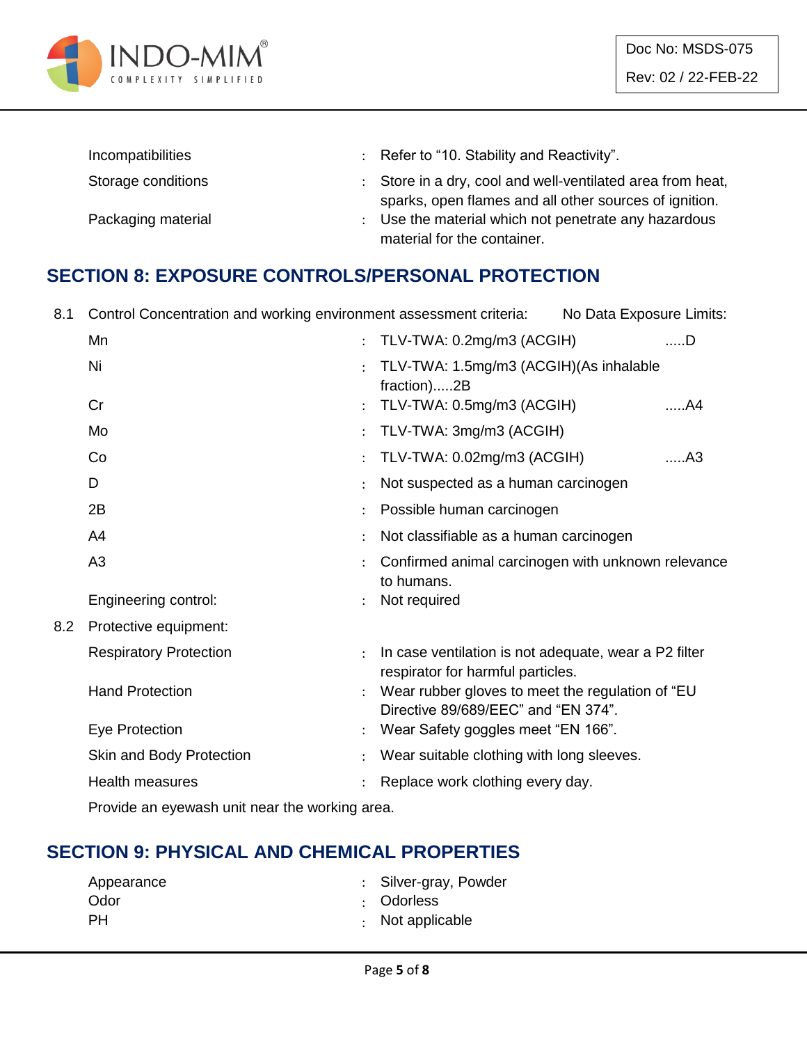| | | |
|---|---|---|
| Incompatibilities | : | Refer to "10. Stability and Reactivity". |
| Storage conditions | : | Store in a dry, cool and well-ventilated area from heat, sparks, open flames and all other sources of ignition. |
| Packaging material | : | Use the material which not penetrate any hazardous material for the container. |

## SECTION 8: EXPOSURE CONTROLS/PERSONAL PROTECTION

8.1 Control Concentration and working environment assessment criteria: No Data Exposure Limits:

| | | | |
|---|---|---|---|
| Mn | : | TLV-TWA: 0.2mg/m3 (ACGIH) | .....D |
| Ni | : | TLV-TWA: 1.5mg/m3 (ACGIH)(As inhalable fraction).....2B | |
| Cr | : | TLV-TWA: 0.5mg/m3 (ACGIH) | .....A4 |
| Mo | : | TLV-TWA: 3mg/m3 (ACGIH) | |
| Co | : | TLV-TWA: 0.02mg/m3 (ACGIH) | .....A3 |
| D | : | Not suspected as a human carcinogen | |
| 2B | : | Possible human carcinogen | |
| A4 | : | Not classifiable as a human carcinogen | |
| A3 | : | Confirmed animal carcinogen with unknown relevance to humans. | |
| Engineering control: | : | Not required | |

8.2 Protective equipment:

| | | |
|---|---|---|
| Respiratory Protection | : | In case ventilation is not adequate, wear a P2 filter respirator for harmful particles. |
| Hand Protection | : | Wear rubber gloves to meet the regulation of "EU Directive 89/689/EEC" and "EN 374". |
| Eye Protection | : | Wear Safety goggles meet "EN 166". |
| Skin and Body Protection | : | Wear suitable clothing with long sleeves. |
| Health measures | : | Replace work clothing every day. |

Provide an eyewash unit near the working area.

## SECTION 9: PHYSICAL AND CHEMICAL PROPERTIES

| | | |
|---|---|---|
| Appearance | : | Silver-gray, Powder |
| Odor | : | Odorless |
| PH | : | Not applicable |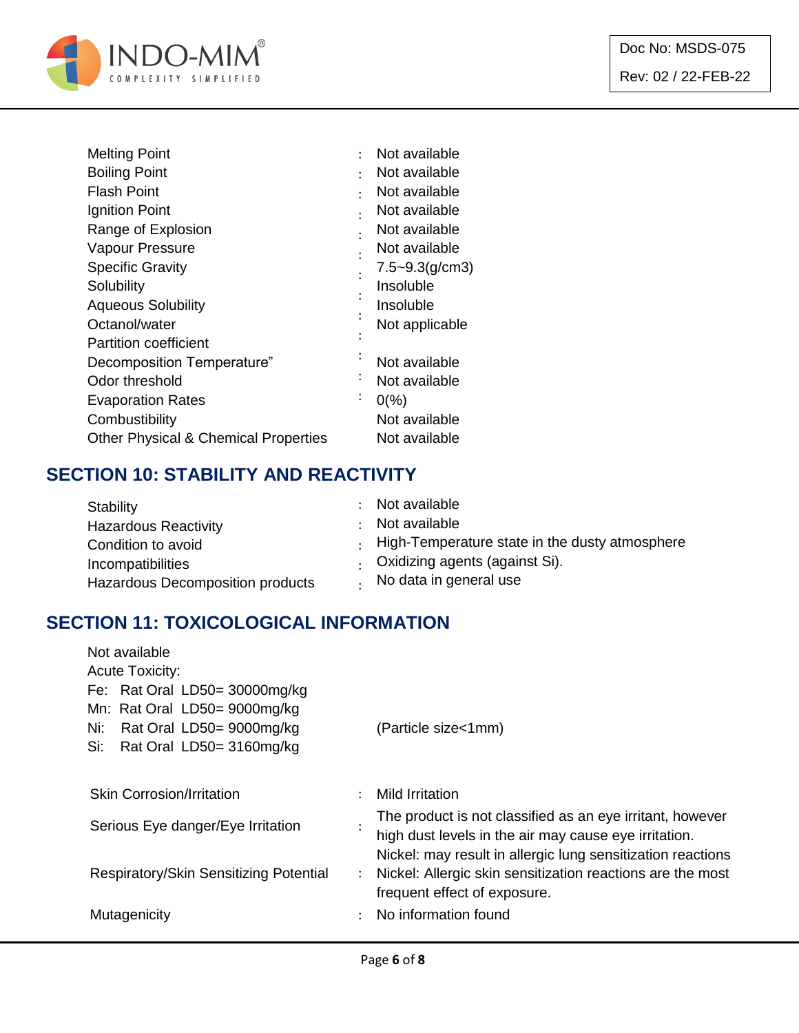| | | |
|---|---|---|
| Melting Point | : | Not available |
| Boiling Point | : | Not available |
| Flash Point | : | Not available |
| Ignition Point | : | Not available |
| Range of Explosion | : | Not available |
| Vapour Pressure | : | Not available |
| Specific Gravity | : | 7.5~9.3(g/cm3) |
| Solubility | : | Insoluble |
| Aqueous Solubility | : | Insoluble |
| Octanol/water Partition coefficient | : | Not applicable |
| Decomposition Temperature" | : | Not available |
| Odor threshold | : | Not available |
| Evaporation Rates | : | 0(%) |
| Combustibility | | Not available |
| Other Physical & Chemical Properties | | Not available |

## SECTION 10: STABILITY AND REACTIVITY

| | | |
|---|---|---|
| Stability | : | Not available |
| Hazardous Reactivity | : | Not available |
| Condition to avoid | : | High-Temperature state in the dusty atmosphere |
| Incompatibilities | : | Oxidizing agents (against Si). |
| Hazardous Decomposition products | : | No data in general use |

## SECTION 11: TOXICOLOGICAL INFORMATION

Not available

Acute Toxicity:

Fe: Rat Oral LD50= 30000mg/kg

Mn: Rat Oral LD50= 9000mg/kg

Ni: Rat Oral LD50= 9000mg/kg (Particle size<1mm)

Si: Rat Oral LD50= 3160mg/kg

| | | |
|---|---|---|
| Skin Corrosion/Irritation | : | Mild Irritation |
| Serious Eye danger/Eye Irritation | : | The product is not classified as an eye irritant, however high dust levels in the air may cause eye irritation. |
| Respiratory/Skin Sensitizing Potential | : | Nickel: may result in allergic lung sensitization reactions<br>Nickel: Allergic skin sensitization reactions are the most frequent effect of exposure. |
| Mutagenicity | : | No information found |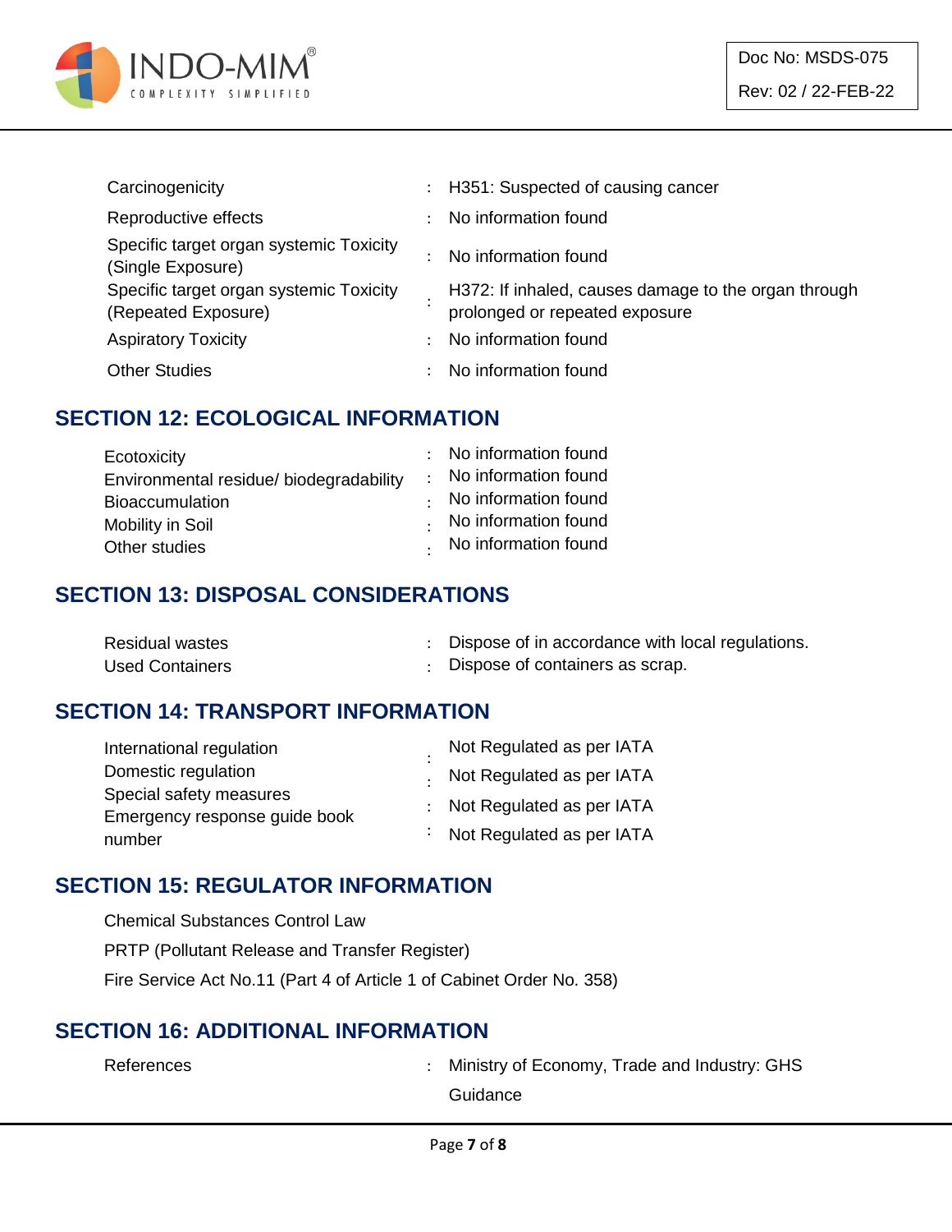| | | |
|---|---|---|
| Carcinogenicity | : | H351: Suspected of causing cancer |
| Reproductive effects | : | No information found |
| Specific target organ systemic Toxicity (Single Exposure) | : | No information found |
| Specific target organ systemic Toxicity (Repeated Exposure) | : | H372: If inhaled, causes damage to the organ through prolonged or repeated exposure |
| Aspiratory Toxicity | : | No information found |
| Other Studies | : | No information found |

## SECTION 12: ECOLOGICAL INFORMATION

| | | |
|---|---|---|
| Ecotoxicity | : | No information found |
| Environmental residue/ biodegradability | : | No information found |
| Bioaccumulation | : | No information found |
| Mobility in Soil | : | No information found |
| Other studies | : | No information found |

## SECTION 13: DISPOSAL CONSIDERATIONS

| | | |
|---|---|---|
| Residual wastes | : | Dispose of in accordance with local regulations. |
| Used Containers | : | Dispose of containers as scrap. |

## SECTION 14: TRANSPORT INFORMATION

| | | |
|---|---|---|
| International regulation | : | Not Regulated as per IATA |
| Domestic regulation | : | Not Regulated as per IATA |
| Special safety measures | : | Not Regulated as per IATA |
| Emergency response guide book number | : | Not Regulated as per IATA |

## SECTION 15: REGULATOR INFORMATION

Chemical Substances Control Law

PRTP (Pollutant Release and Transfer Register)

Fire Service Act No.11 (Part 4 of Article 1 of Cabinet Order No. 358)

## SECTION 16: ADDITIONAL INFORMATION

| | | |
|---|---|---|
| References | : | Ministry of Economy, Trade and Industry: GHS Guidance |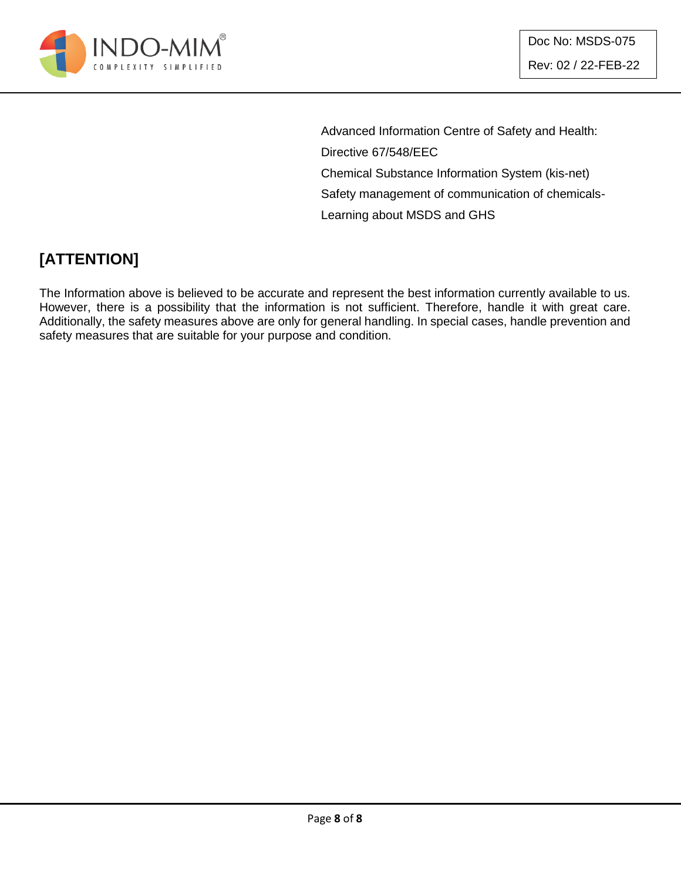Advanced Information Centre of Safety and Health:

Directive 67/548/EEC

Chemical Substance Information System (kis-net)

Safety management of communication of chemicals-

Learning about MSDS and GHS

## [ATTENTION]

The Information above is believed to be accurate and represent the best information currently available to us. However, there is a possibility that the information is not sufficient. Therefore, handle it with great care. Additionally, the safety measures above are only for general handling. In special cases, handle prevention and safety measures that are suitable for your purpose and condition.